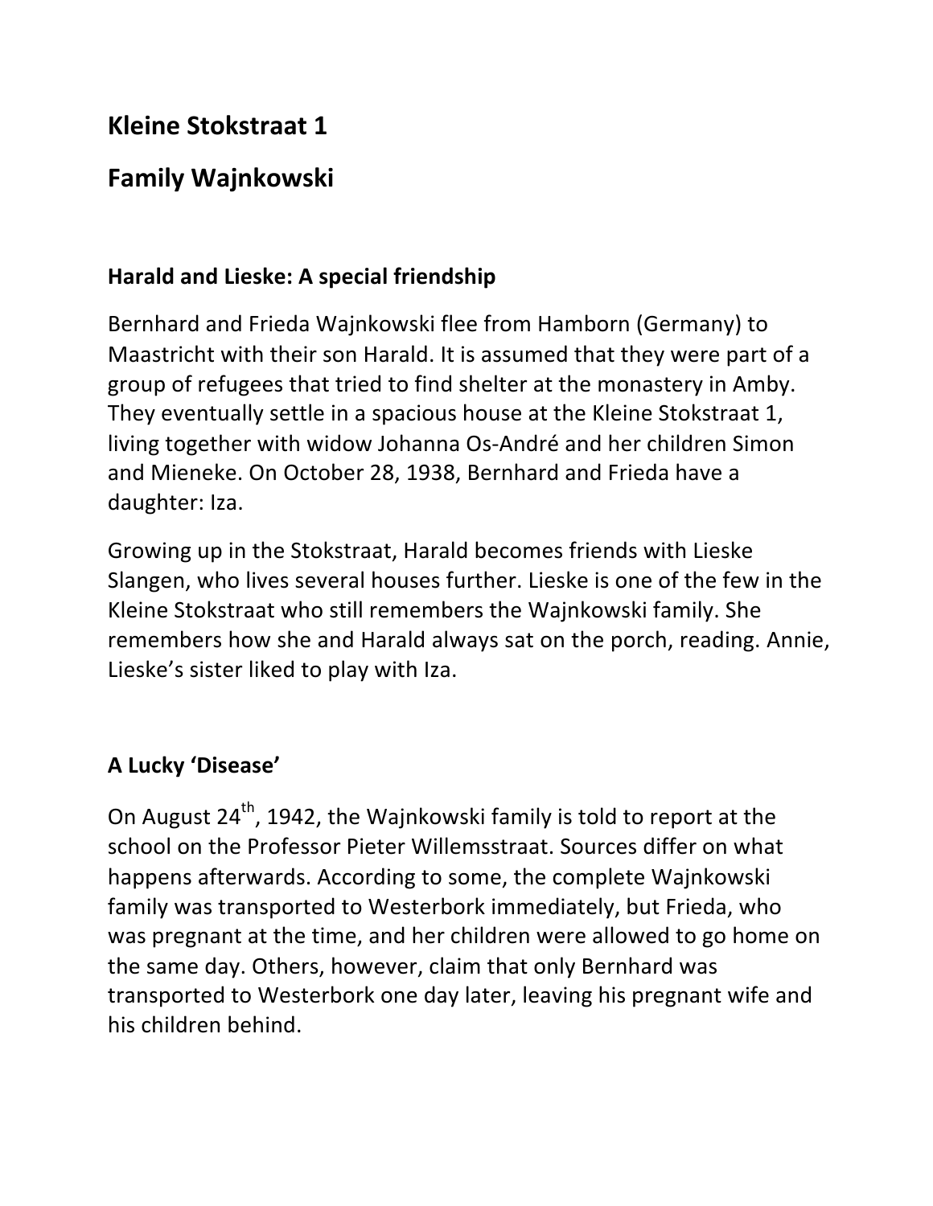## Kleine Stokstraat 1

## Family Wajnkowski

### Harald and Lieske: A special friendship

Bernhard and Frieda Wajnkowski flee from Hamborn (Germany) to Maastricht with their son Harald. It is assumed that they were part of a group of refugees that tried to find shelter at the monastery in Amby. They eventually settle in a spacious house at the Kleine Stokstraat 1, living together with widow Johanna Os-André and her children Simon and Mieneke. On October 28, 1938, Bernhard and Frieda have a daughter: Iza.

Growing up in the Stokstraat, Harald becomes friends with Lieske Slangen, who lives several houses further. Lieske is one of the few in the Kleine Stokstraat who still remembers the Wajnkowski family. She remembers how she and Harald always sat on the porch, reading. Annie, Lieske's sister liked to play with Iza.

### A Lucky 'Disease'

On August 24th, 1942, the Wajnkowski family is told to report at the school on the Professor Pieter Willemsstraat. Sources differ on what happens afterwards. According to some, the complete Wajnkowski family was transported to Westerbork immediately, but Frieda, who was pregnant at the time, and her children were allowed to go home on the same day. Others, however, claim that only Bernhard was transported to Westerbork one day later, leaving his pregnant wife and his children behind.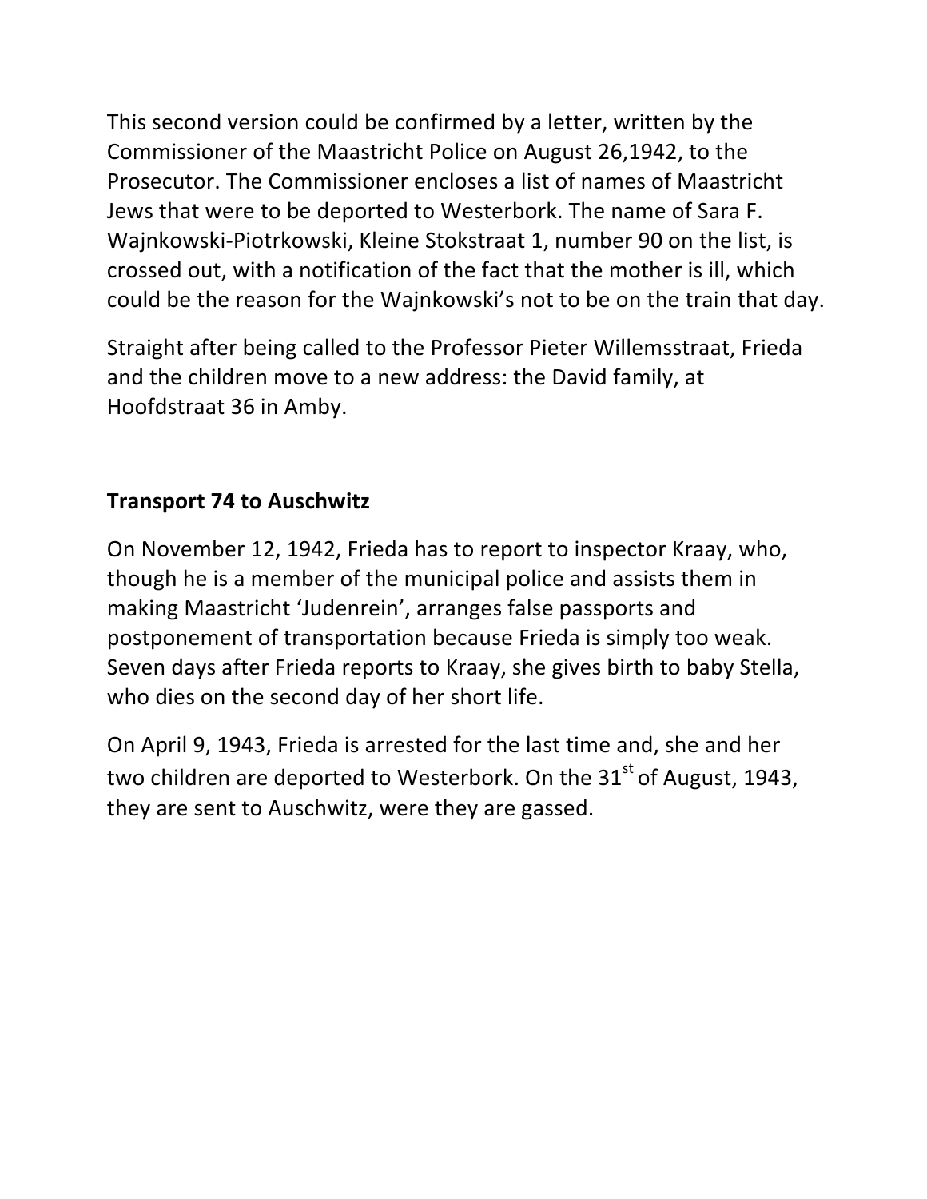This second version could be confirmed by a letter, written by the Commissioner of the Maastricht Police on August 26,1942, to the Prosecutor. The Commissioner encloses a list of names of Maastricht Jews that were to be deported to Westerbork. The name of Sara F. Wajnkowski-Piotrkowski, Kleine Stokstraat 1, number 90 on the list, is crossed out, with a notification of the fact that the mother is ill, which could be the reason for the Wajnkowski's not to be on the train that day.

Straight after being called to the Professor Pieter Willemsstraat, Frieda and the children move to a new address: the David family, at Hoofdstraat 36 in Amby.

## Transport 74 to Auschwitz

On November 12, 1942, Frieda has to report to inspector Kraay, who, though he is a member of the municipal police and assists them in making Maastricht 'Judenrein', arranges false passports and postponement of transportation because Frieda is simply too weak. Seven days after Frieda reports to Kraay, she gives birth to baby Stella, who dies on the second day of her short life.

On April 9, 1943, Frieda is arrested for the last time and, she and her two children are deported to Westerbork. On the 31st of August, 1943, they are sent to Auschwitz, were they are gassed.